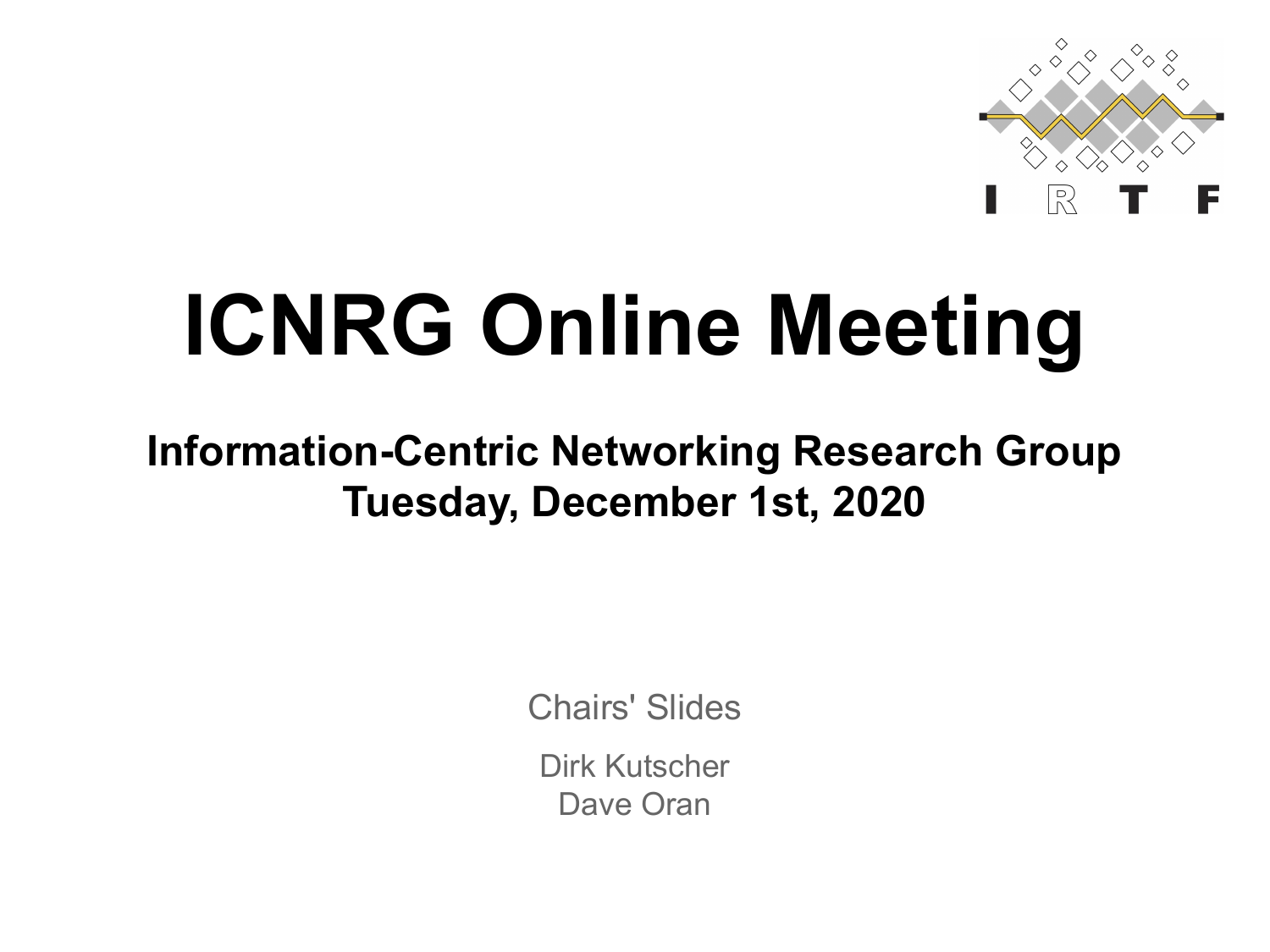# ICNRG Online Meeting

**Information-Centric Networking Research Group**
**Tuesday, December 1st, 2020**

Chairs' Slides

Dirk Kutscher
Dave Oran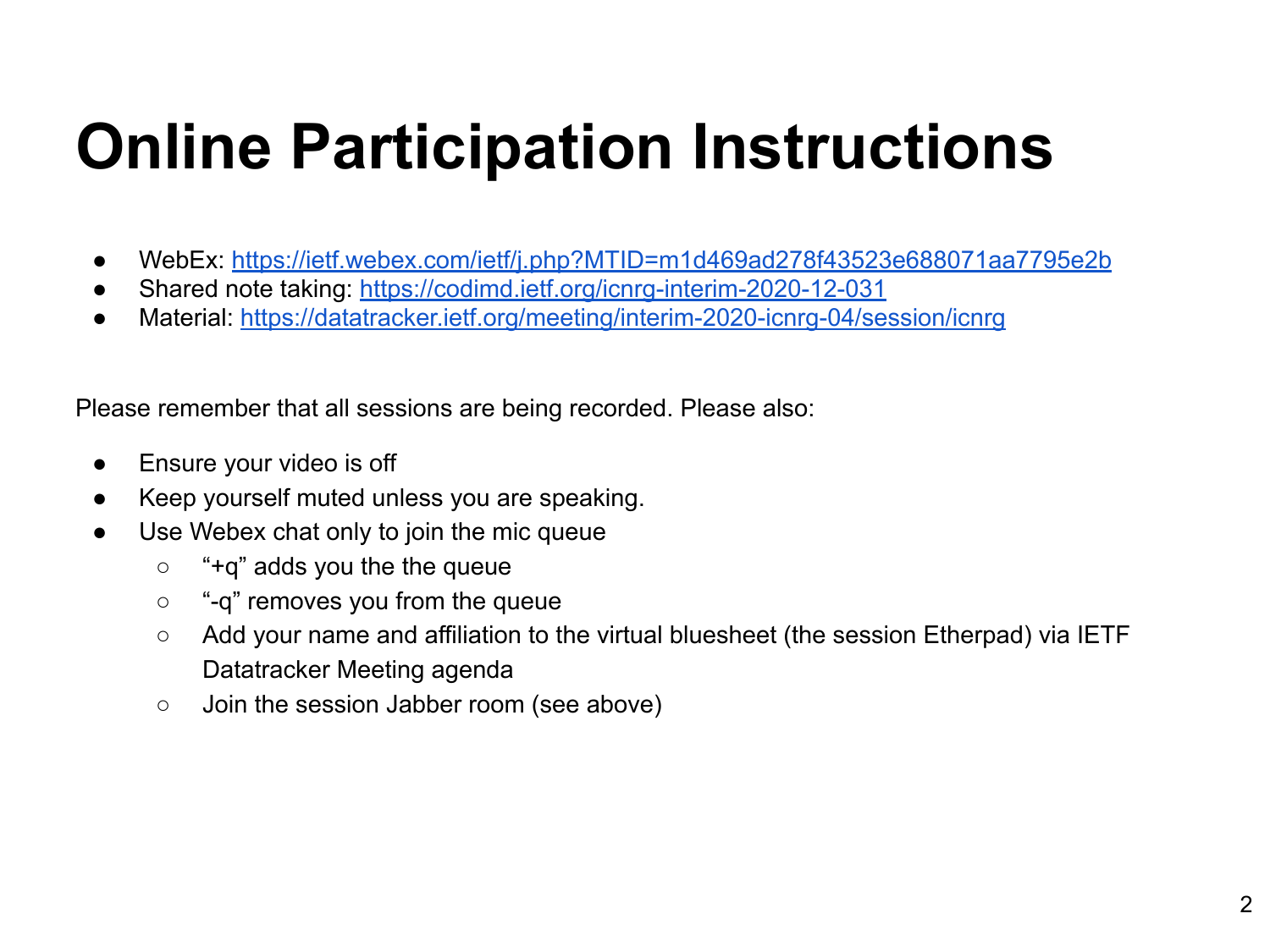# Online Participation Instructions

- WebEx: [https://ietf.webex.com/ietf/j.php?MTID=m1d469ad278f43523e688071aa7795e2b](https://ietf.webex.com/ietf/j.php?MTID=m1d469ad278f43523e688071aa7795e2b)
- Shared note taking: [https://codimd.ietf.org/icnrg-interim-2020-12-031](https://codimd.ietf.org/icnrg-interim-2020-12-031)
- Material: [https://datatracker.ietf.org/meeting/interim-2020-icnrg-04/session/icnrg](https://datatracker.ietf.org/meeting/interim-2020-icnrg-04/session/icnrg)

Please remember that all sessions are being recorded. Please also:

- Ensure your video is off
- Keep yourself muted unless you are speaking.
- Use Webex chat only to join the mic queue
  - “+q” adds you the the queue
  - “-q” removes you from the queue
  - Add your name and affiliation to the virtual bluesheet (the session Etherpad) via IETF Datatracker Meeting agenda
  - Join the session Jabber room (see above)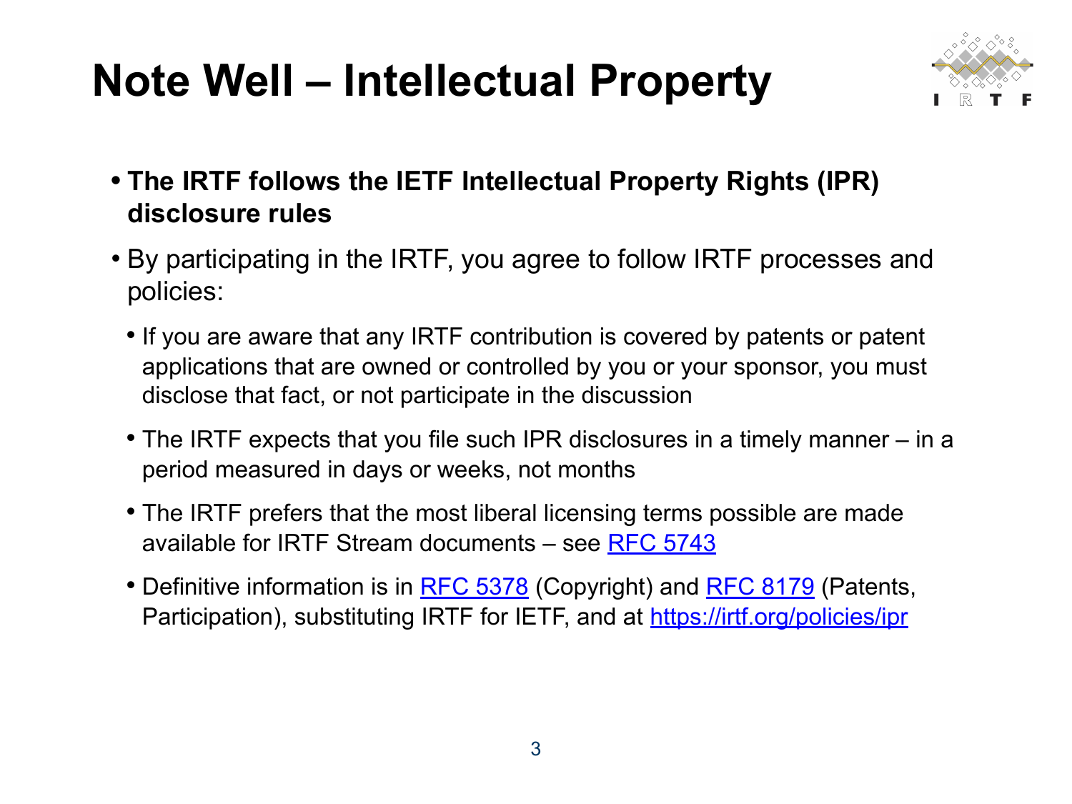# Note Well – Intellectual Property

- **The IRTF follows the IETF Intellectual Property Rights (IPR) disclosure rules**
- By participating in the IRTF, you agree to follow IRTF processes and policies:
  - If you are aware that any IRTF contribution is covered by patents or patent applications that are owned or controlled by you or your sponsor, you must disclose that fact, or not participate in the discussion
  - The IRTF expects that you file such IPR disclosures in a timely manner – in a period measured in days or weeks, not months
  - The IRTF prefers that the most liberal licensing terms possible are made available for IRTF Stream documents – see RFC 5743
  - Definitive information is in RFC 5378 (Copyright) and RFC 8179 (Patents, Participation), substituting IRTF for IETF, and at https://irtf.org/policies/ipr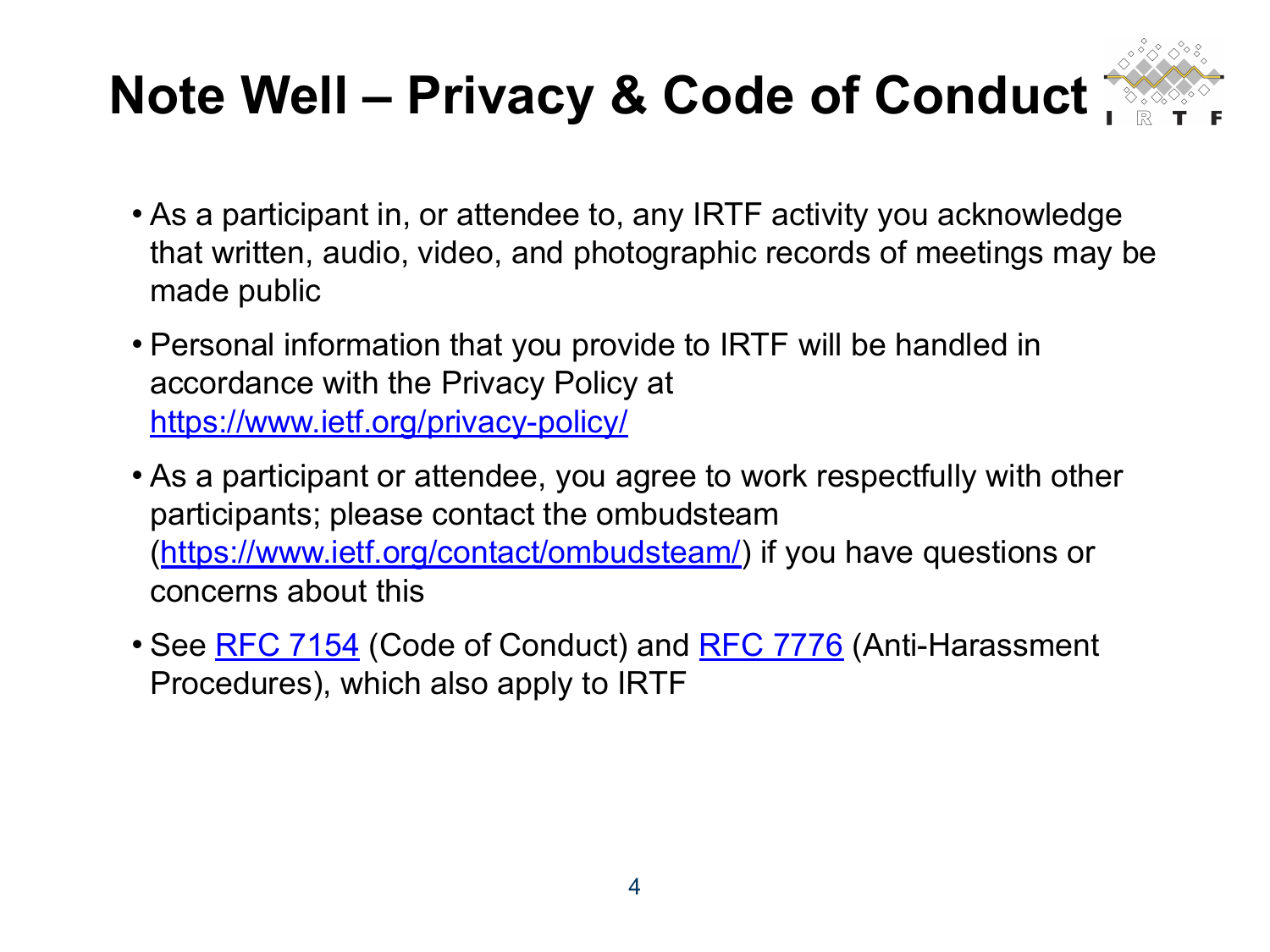# Note Well – Privacy & Code of Conduct

- As a participant in, or attendee to, any IRTF activity you acknowledge that written, audio, video, and photographic records of meetings may be made public
- Personal information that you provide to IRTF will be handled in accordance with the Privacy Policy at https://www.ietf.org/privacy-policy/
- As a participant or attendee, you agree to work respectfully with other participants; please contact the ombudsteam (https://www.ietf.org/contact/ombudsteam/) if you have questions or concerns about this
- See RFC 7154 (Code of Conduct) and RFC 7776 (Anti-Harassment Procedures), which also apply to IRTF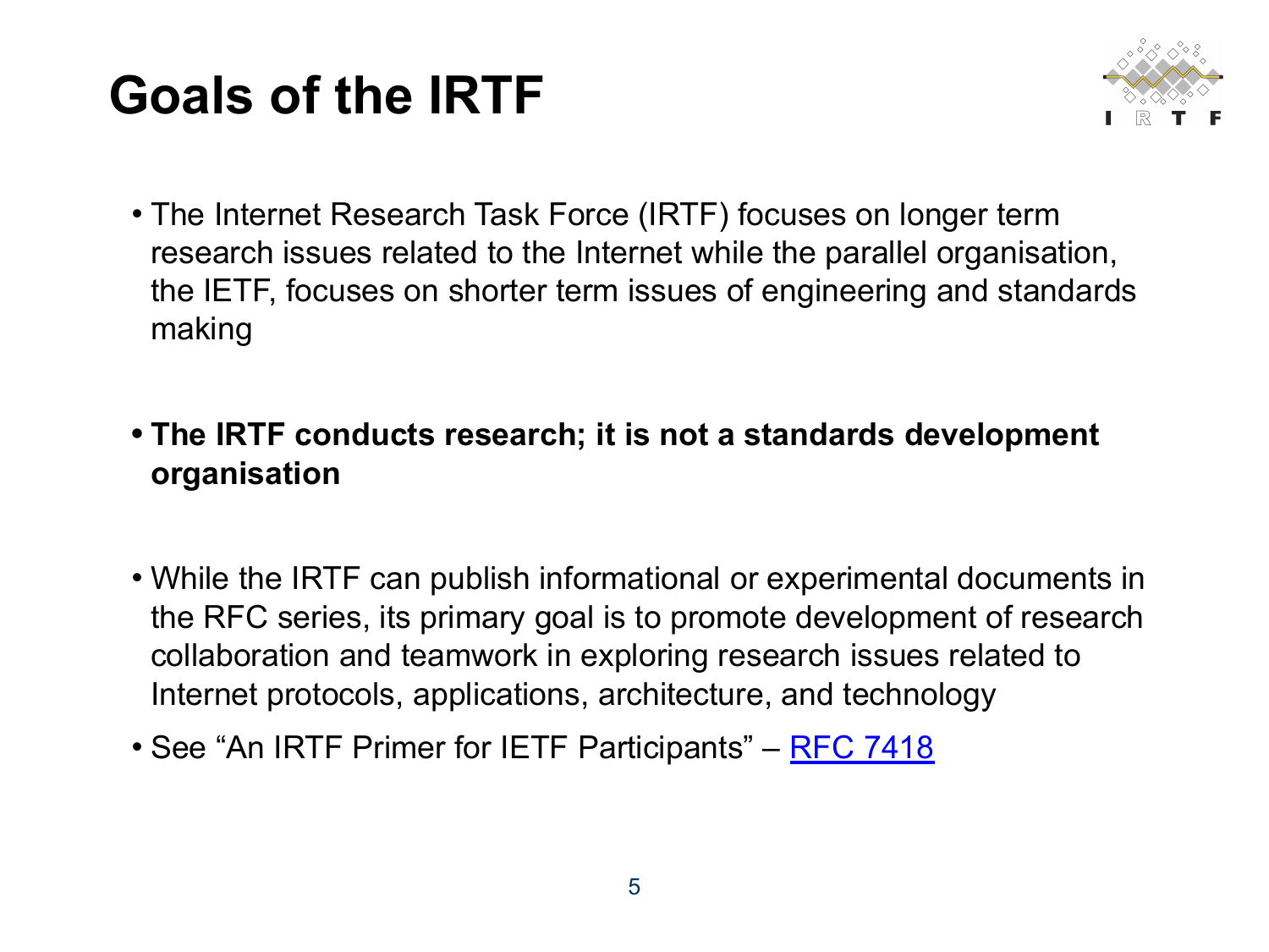# Goals of the IRTF

- The Internet Research Task Force (IRTF) focuses on longer term research issues related to the Internet while the parallel organisation, the IETF, focuses on shorter term issues of engineering and standards making

- **The IRTF conducts research; it is not a standards development organisation**

- While the IRTF can publish informational or experimental documents in the RFC series, its primary goal is to promote development of research collaboration and teamwork in exploring research issues related to Internet protocols, applications, architecture, and technology
- See "An IRTF Primer for IETF Participants" – RFC 7418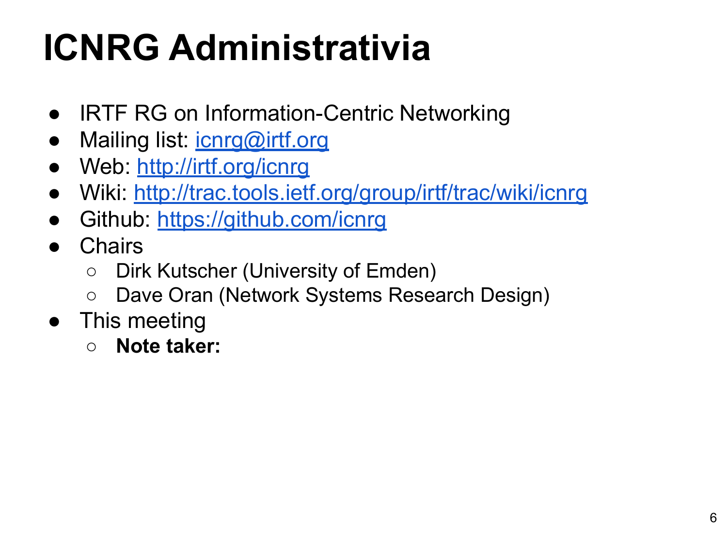# ICNRG Administrativia

- IRTF RG on Information-Centric Networking
- Mailing list: icnrg@irtf.org
- Web: http://irtf.org/icnrg
- Wiki: http://trac.tools.ietf.org/group/irtf/trac/wiki/icnrg
- Github: https://github.com/icnrg
- Chairs
  - Dirk Kutscher (University of Emden)
  - Dave Oran (Network Systems Research Design)
- This meeting
  - **Note taker:**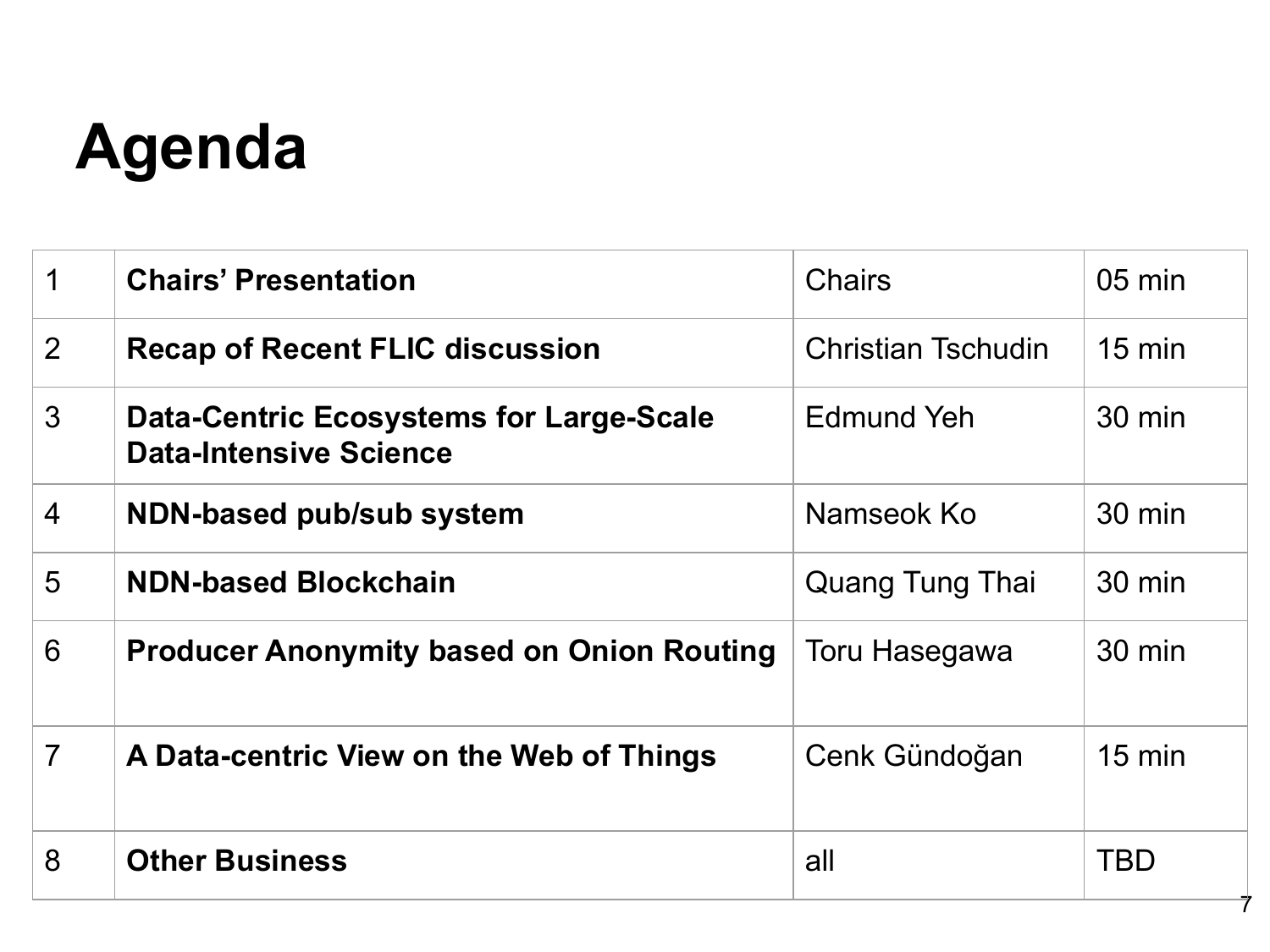# Agenda

| | | | |
|---|---|---|---|
| 1 | **Chairs' Presentation** | Chairs | 05 min |
| 2 | **Recap of Recent FLIC discussion** | Christian Tschudin | 15 min |
| 3 | **Data-Centric Ecosystems for Large-Scale Data-Intensive Science** | Edmund Yeh | 30 min |
| 4 | **NDN-based pub/sub system** | Namseok Ko | 30 min |
| 5 | **NDN-based Blockchain** | Quang Tung Thai | 30 min |
| 6 | **Producer Anonymity based on Onion Routing** | Toru Hasegawa | 30 min |
| 7 | **A Data-centric View on the Web of Things** | Cenk Gündoğan | 15 min |
| 8 | **Other Business** | all | TBD |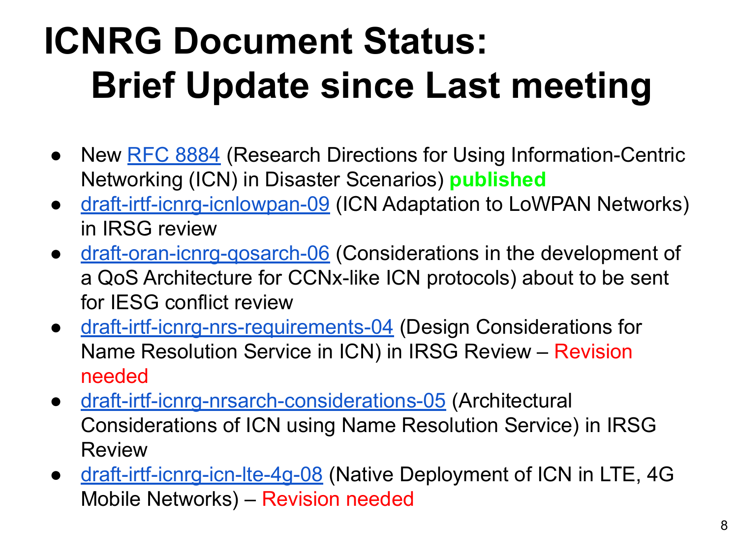# ICNRG Document Status: Brief Update since Last meeting

- New RFC 8884 (Research Directions for Using Information-Centric Networking (ICN) in Disaster Scenarios) **published**
- draft-irtf-icnrg-icnlowpan-09 (ICN Adaptation to LoWPAN Networks) in IRSG review
- draft-oran-icnrg-qosarch-06 (Considerations in the development of a QoS Architecture for CCNx-like ICN protocols) about to be sent for IESG conflict review
- draft-irtf-icnrg-nrs-requirements-04 (Design Considerations for Name Resolution Service in ICN) in IRSG Review – Revision needed
- draft-irtf-icnrg-nrsarch-considerations-05 (Architectural Considerations of ICN using Name Resolution Service) in IRSG Review
- draft-irtf-icnrg-icn-lte-4g-08 (Native Deployment of ICN in LTE, 4G Mobile Networks) – Revision needed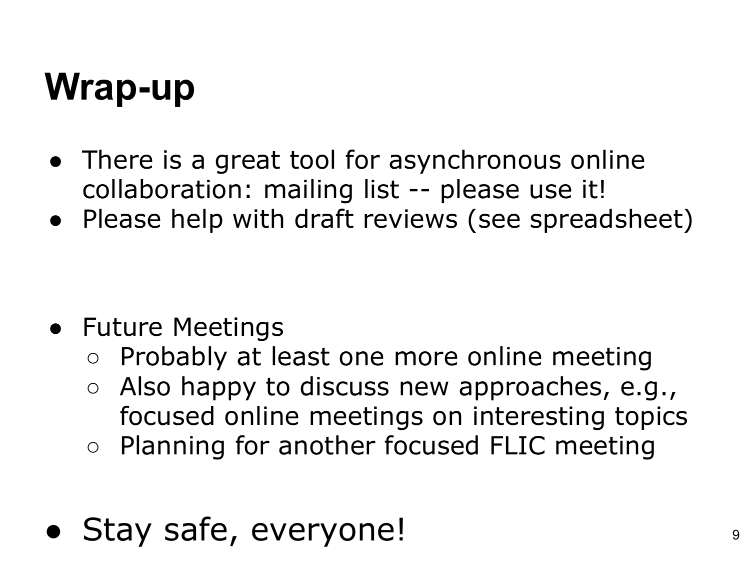# Wrap-up

- There is a great tool for asynchronous online collaboration: mailing list -- please use it!
- Please help with draft reviews (see spreadsheet)

- Future Meetings
  - Probably at least one more online meeting
  - Also happy to discuss new approaches, e.g., focused online meetings on interesting topics
  - Planning for another focused FLIC meeting

- Stay safe, everyone!